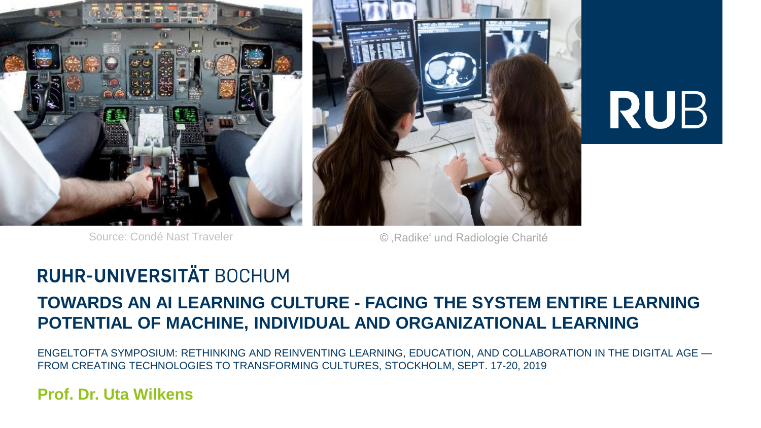Source: Condé Nast Traveler

© ‚Radike' und Radiologie Charité

RUB

## RUHR-UNIVERSITÄT BOCHUM

# TOWARDS AN AI LEARNING CULTURE - FACING THE SYSTEM ENTIRE LEARNING POTENTIAL OF MACHINE, INDIVIDUAL AND ORGANIZATIONAL LEARNING

ENGELTOFTA SYMPOSIUM: RETHINKING AND REINVENTING LEARNING, EDUCATION, AND COLLABORATION IN THE DIGITAL AGE — FROM CREATING TECHNOLOGIES TO TRANSFORMING CULTURES, STOCKHOLM, SEPT. 17-20, 2019

**Prof. Dr. Uta Wilkens**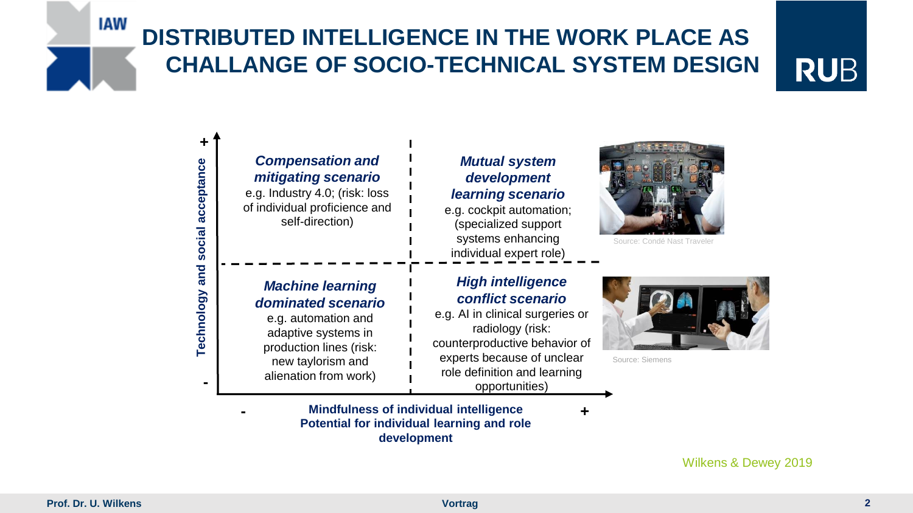# DISTRIBUTED INTELLIGENCE IN THE WORK PLACE AS CHALLANGE OF SOCIO-TECHNICAL SYSTEM DESIGN

**Technology and social acceptance** (vertical axis: - to +)

**Mindfulness of individual intelligence**
**Potential for individual learning and role development** (horizontal axis: - to +)

| | - Mindfulness of individual intelligence | + Mindfulness of individual intelligence |
|---|---|---|
| **+ Technology and social acceptance** | ***Compensation and mitigating scenario*** <br> e.g. Industry 4.0; (risk: loss of individual proficience and self-direction) | ***Mutual system development learning scenario*** <br> e.g. cockpit automation; (specialized support systems enhancing individual expert role) |
| **- Technology and social acceptance** | ***Machine learning dominated scenario*** <br> e.g. automation and adaptive systems in production lines (risk: new taylorism and alienation from work) | ***High intelligence conflict scenario*** <br> e.g. AI in clinical surgeries or radiology (risk: counterproductive behavior of experts because of unclear role definition and learning opportunities) |

Source: Condé Nast Traveler

Source: Siemens

Wilkens & Dewey 2019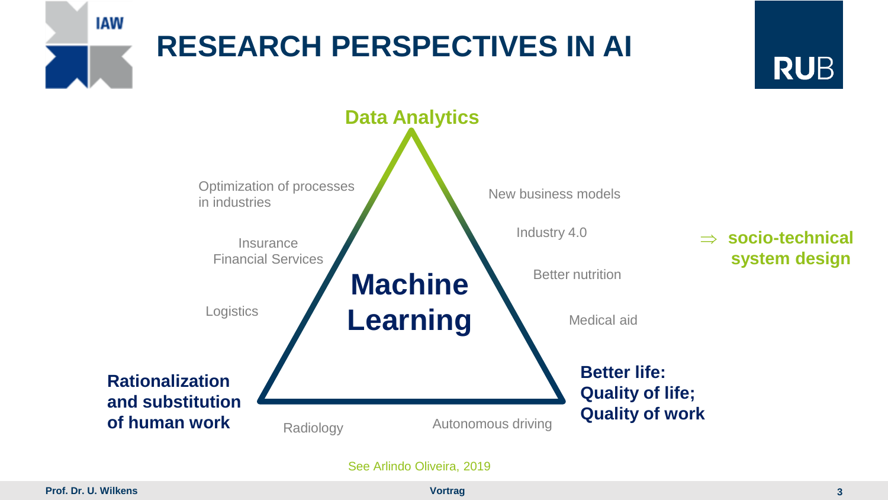# RESEARCH PERSPECTIVES IN AI

**Data Analytics**

Optimization of processes in industries

Insurance
Financial Services

Logistics

New business models

Industry 4.0

Better nutrition

Medical aid

**Machine Learning**

⇒ **socio-technical system design**

**Rationalization and substitution of human work**

Radiology

Autonomous driving

**Better life: Quality of life; Quality of work**

See Arlindo Oliveira, 2019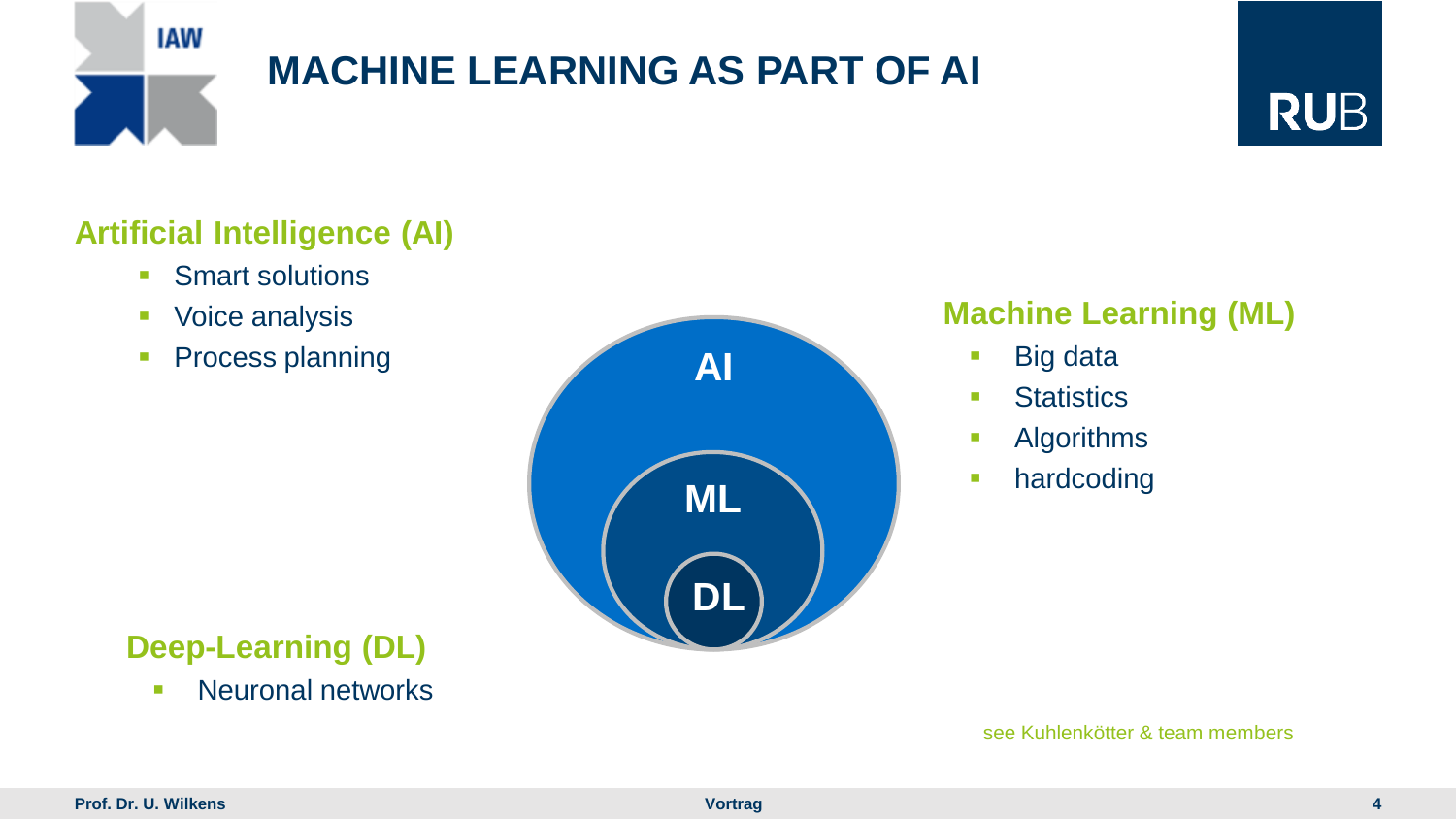# MACHINE LEARNING AS PART OF AI

## Artificial Intelligence (AI)

- Smart solutions
- Voice analysis
- Process planning

AI

ML

DL

## Machine Learning (ML)

- Big data
- Statistics
- Algorithms
- hardcoding

## Deep-Learning (DL)

- Neuronal networks

see Kuhlenkötter & team members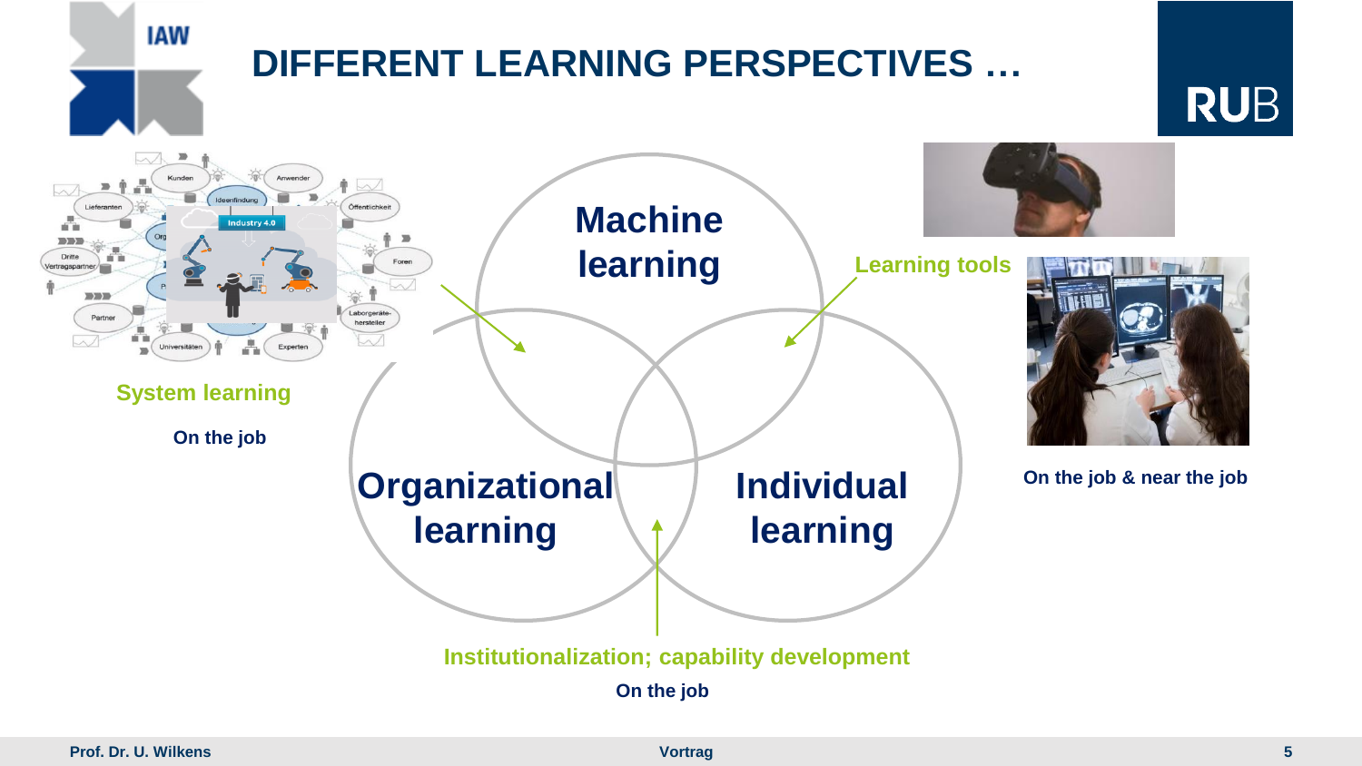# DIFFERENT LEARNING PERSPECTIVES …

**Machine learning**

**Organizational learning**

**Individual learning**

**System learning**

**On the job**

**Learning tools**

**On the job & near the job**

**Institutionalization; capability development**

**On the job**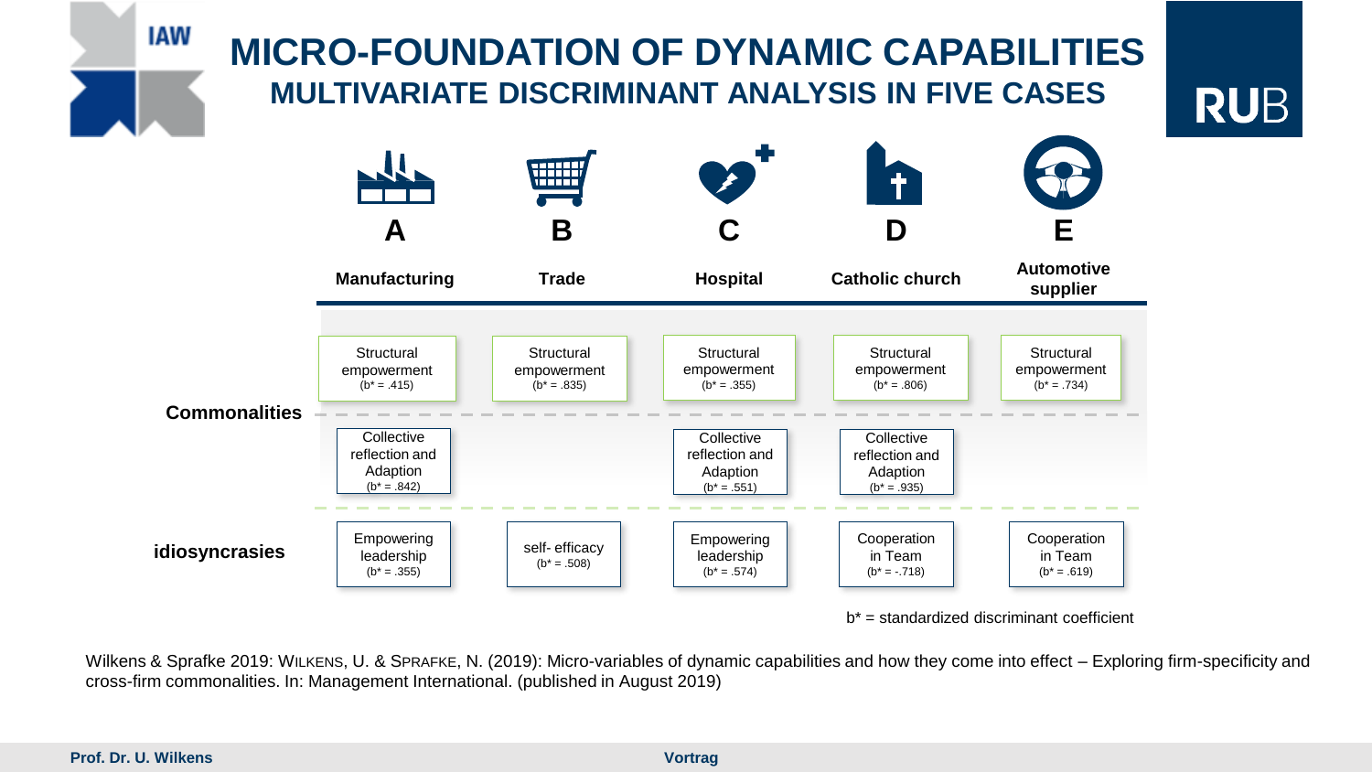# MICRO-FOUNDATION OF DYNAMIC CAPABILITIES

## MULTIVARIATE DISCRIMINANT ANALYSIS IN FIVE CASES

| | A<br>Manufacturing | B<br>Trade | C<br>Hospital | D<br>Catholic church | E<br>Automotive supplier |
|---|---|---|---|---|---|
| **Commonalities** | Structural empowerment (b* = .415) | Structural empowerment (b* = .835) | Structural empowerment (b* = .355) | Structural empowerment (b* = .806) | Structural empowerment (b* = .734) |
| | Collective reflection and Adaption (b* = .842) | | Collective reflection and Adaption (b* = .551) | Collective reflection and Adaption (b* = .935) | |
| **idiosyncrasies** | Empowering leadership (b* = .355) | self- efficacy (b* = .508) | Empowering leadership (b* = .574) | Cooperation in Team (b* = -.718) | Cooperation in Team (b* = .619) |

b* = standardized discriminant coefficient

Wilkens & Sprafke 2019: WILKENS, U. & SPRAFKE, N. (2019): Micro-variables of dynamic capabilities and how they come into effect – Exploring firm-specificity and cross-firm commonalities. In: Management International. (published in August 2019)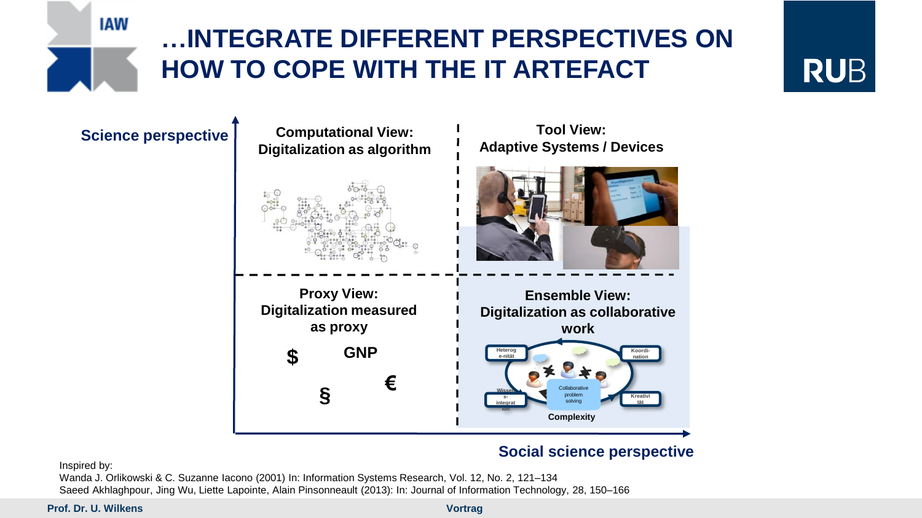# …INTEGRATE DIFFERENT PERSPECTIVES ON HOW TO COPE WITH THE IT ARTEFACT

**Science perspective**

**Computational View: Digitalization as algorithm**

**Tool View: Adaptive Systems / Devices**

**Proxy View: Digitalization measured as proxy**

$ GNP € §

**Ensemble View: Digitalization as collaborative work**

Heterog e-nität — Koordi- nation — Wissens- integrat ion — Kreativi tät — Collaborative problem solving — Complexity

**Social science perspective**

Inspired by:

Wanda J. Orlikowski & C. Suzanne Iacono (2001) In: Information Systems Research, Vol. 12, No. 2, 121–134

Saeed Akhlaghpour, Jing Wu, Liette Lapointe, Alain Pinsonneault (2013): In: Journal of Information Technology, 28, 150–166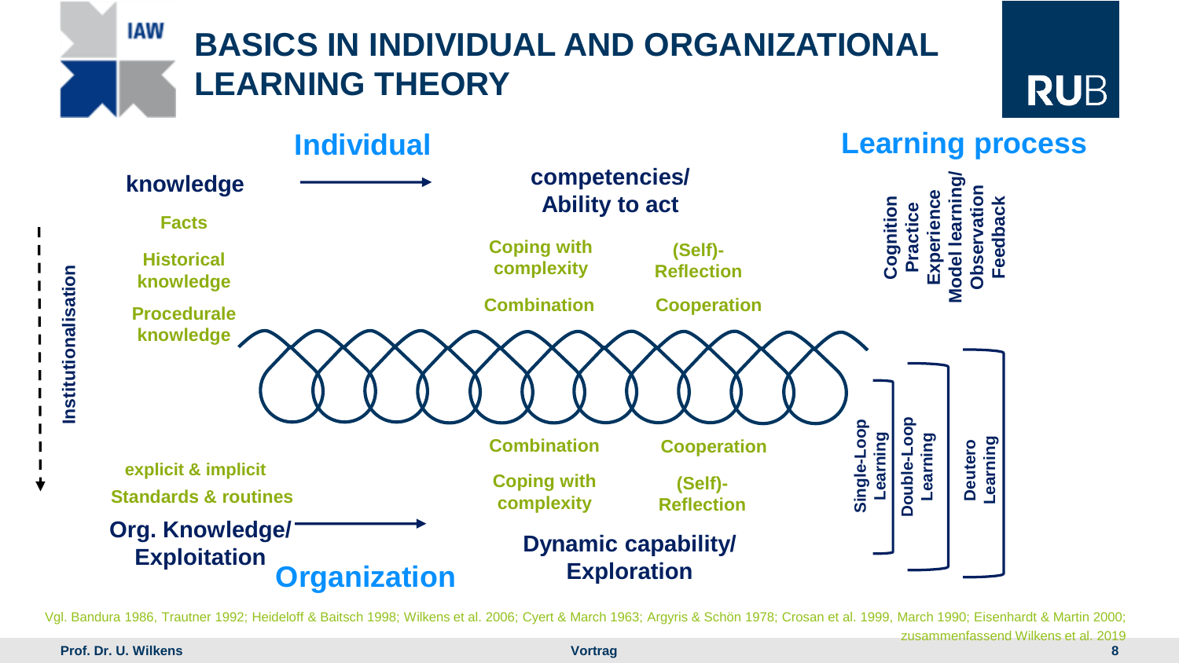# BASICS IN INDIVIDUAL AND ORGANIZATIONAL LEARNING THEORY

**Individual**

**knowledge** → **competencies/ Ability to act**

**Facts**

**Historical knowledge**

**Procedurale knowledge**

**Coping with complexity** **(Self)-Reflection**

**Combination** **Cooperation**

**Learning process**

**Cognition**
**Practice**
**Experience**
**Model learning/ Observation**
**Feedback**

**Institutionalisation**

**Combination** **Cooperation**

**Coping with complexity** **(Self)-Reflection**

**explicit & implicit**

**Standards & routines**

**Org. Knowledge/ Exploitation** → **Dynamic capability/ Exploration**

**Organization**

**Single-Loop Learning**

**Double-Loop Learning**

**Deutero Learning**

Vgl. Bandura 1986, Trautner 1992; Heideloff & Baitsch 1998; Wilkens et al. 2006; Cyert & March 1963; Argyris & Schön 1978; Crosan et al. 1999, March 1990; Eisenhardt & Martin 2000; zusammenfassend Wilkens et al. 2019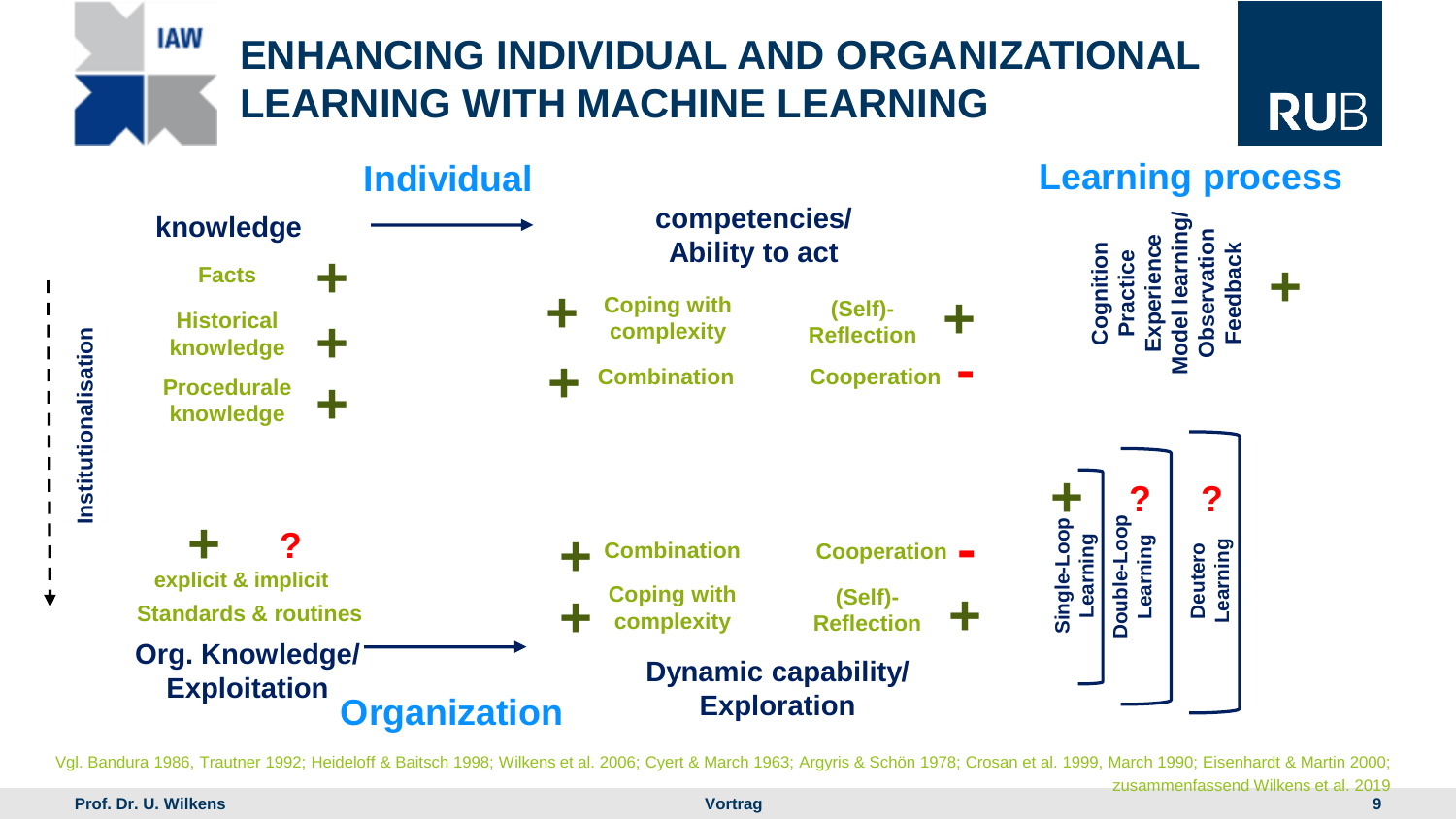# ENHANCING INDIVIDUAL AND ORGANIZATIONAL LEARNING WITH MACHINE LEARNING

## Individual

**knowledge** → **competencies/ Ability to act**

- Facts +
- Historical knowledge +
- Procedurale knowledge +

- + Coping with complexity
- (Self)-Reflection +
- + Combination
- Cooperation -

## Learning process

- Cognition
- Practice
- Experience
- Model learning/ Observation
- Feedback

+

Institutionalisation

## Organization

+ ?

- explicit & implicit
- Standards & routines

**Org. Knowledge/ Exploitation** → **Dynamic capability/ Exploration**

- + Combination
- Cooperation -
- + Coping with complexity
- (Self)-Reflection +

- Single-Loop Learning +
- Double-Loop Learning ?
- Deutero Learning ?

Vgl. Bandura 1986, Trautner 1992; Heideloff & Baitsch 1998; Wilkens et al. 2006; Cyert & March 1963; Argyris & Schön 1978; Crosan et al. 1999, March 1990; Eisenhardt & Martin 2000; zusammenfassend Wilkens et al. 2019

Prof. Dr. U. Wilkens — Vortrag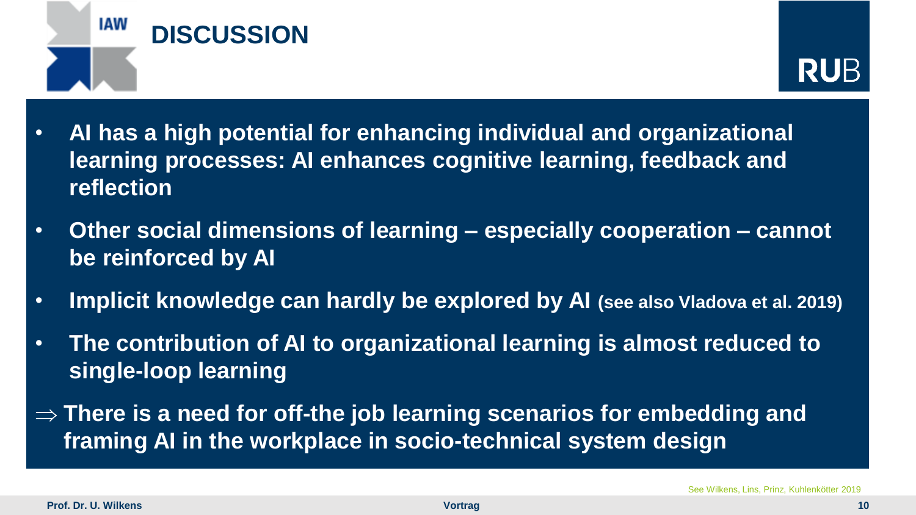# DISCUSSION

- **AI has a high potential for enhancing individual and organizational learning processes: AI enhances cognitive learning, feedback and reflection**
- **Other social dimensions of learning – especially cooperation – cannot be reinforced by AI**
- **Implicit knowledge can hardly be explored by AI (see also Vladova et al. 2019)**
- **The contribution of AI to organizational learning is almost reduced to single-loop learning**

**⇒ There is a need for off-the job learning scenarios for embedding and framing AI in the workplace in socio-technical system design**

See Wilkens, Lins, Prinz, Kuhlenkötter 2019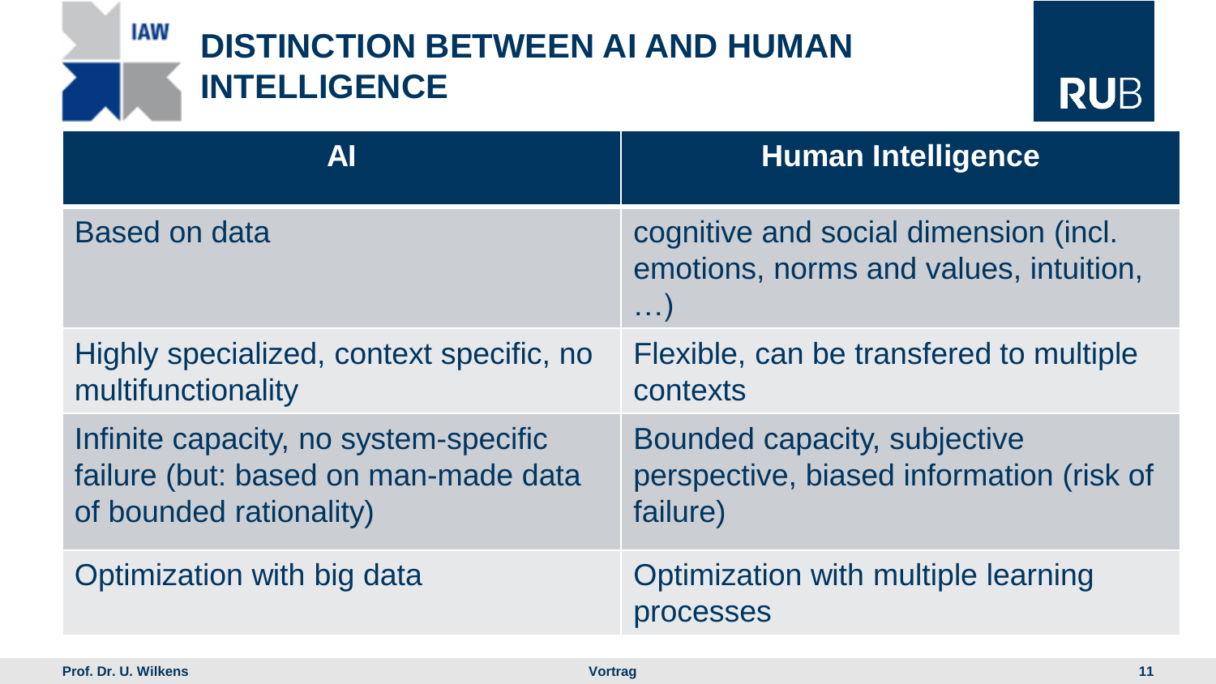# DISTINCTION BETWEEN AI AND HUMAN INTELLIGENCE

| AI | Human Intelligence |
| --- | --- |
| Based on data | cognitive and social dimension (incl. emotions, norms and values, intuition, …) |
| Highly specialized, context specific, no multifunctionality | Flexible, can be transfered to multiple contexts |
| Infinite capacity, no system-specific failure (but: based on man-made data of bounded rationality) | Bounded capacity, subjective perspective, biased information (risk of failure) |
| Optimization with big data | Optimization with multiple learning processes |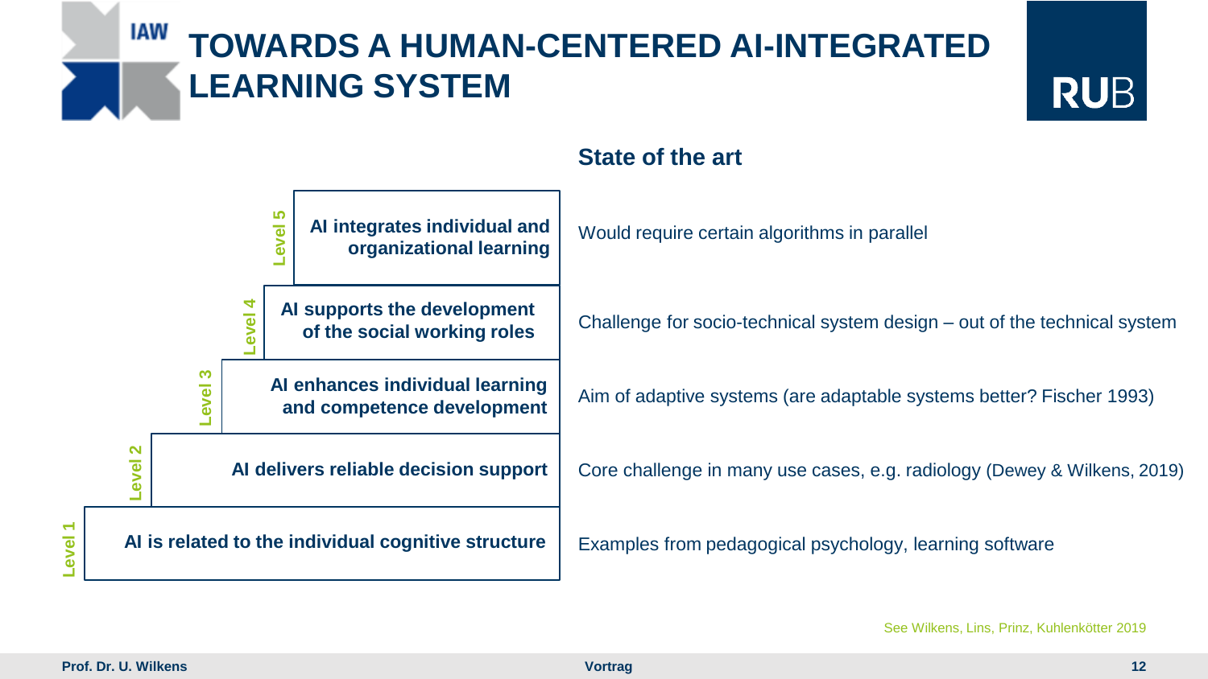# TOWARDS A HUMAN-CENTERED AI-INTEGRATED LEARNING SYSTEM

| Level | Description | State of the art |
| --- | --- | --- |
| Level 5 | AI integrates individual and organizational learning | Would require certain algorithms in parallel |
| Level 4 | AI supports the development of the social working roles | Challenge for socio-technical system design – out of the technical system |
| Level 3 | AI enhances individual learning and competence development | Aim of adaptive systems (are adaptable systems better? Fischer 1993) |
| Level 2 | AI delivers reliable decision support | Core challenge in many use cases, e.g. radiology (Dewey & Wilkens, 2019) |
| Level 1 | AI is related to the individual cognitive structure | Examples from pedagogical psychology, learning software |

See Wilkens, Lins, Prinz, Kuhlenkötter 2019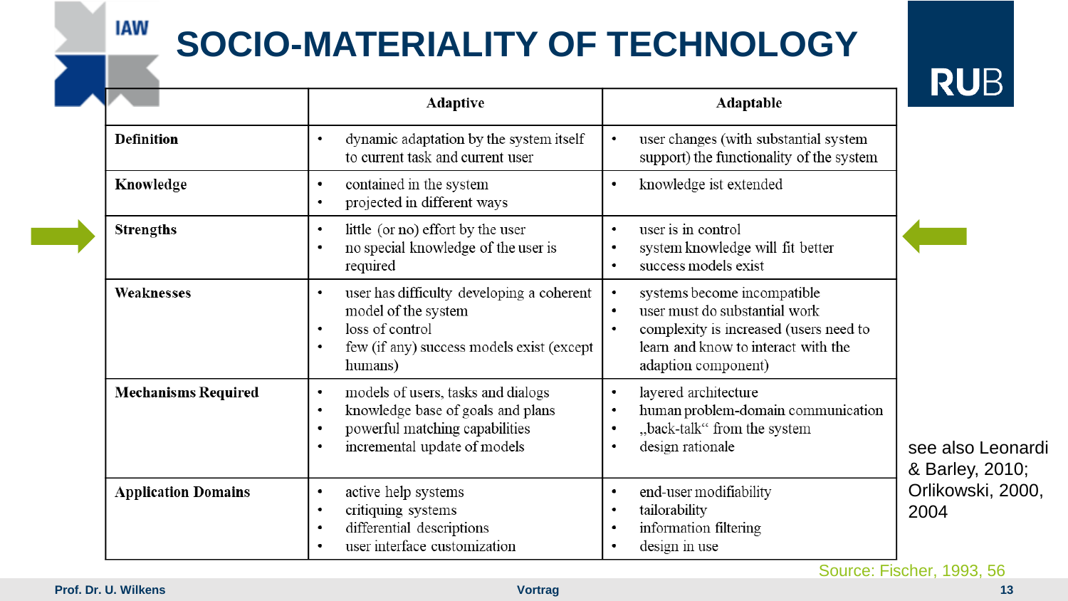# SOCIO-MATERIALITY OF TECHNOLOGY

| | Adaptive | Adaptable |
|---|---|---|
| **Definition** | • dynamic adaptation by the system itself to current task and current user | • user changes (with substantial system support) the functionality of the system |
| **Knowledge** | • contained in the system<br>• projected in different ways | • knowledge ist extended |
| **Strengths** | • little (or no) effort by the user<br>• no special knowledge of the user is required | • user is in control<br>• system knowledge will fit better<br>• success models exist |
| **Weaknesses** | • user has difficulty developing a coherent model of the system<br>• loss of control<br>• few (if any) success models exist (except humans) | • systems become incompatible<br>• user must do substantial work<br>• complexity is increased (users need to learn and know to interact with the adaption component) |
| **Mechanisms Required** | • models of users, tasks and dialogs<br>• knowledge base of goals and plans<br>• powerful matching capabilities<br>• incremental update of models | • layered architecture<br>• human problem-domain communication<br>• „back-talk“ from the system<br>• design rationale |
| **Application Domains** | • active help systems<br>• critiquing systems<br>• differential descriptions<br>• user interface customization | • end-user modifiability<br>• tailorability<br>• information filtering<br>• design in use |

see also Leonardi & Barley, 2010; Orlikowski, 2000, 2004

Source: Fischer, 1993, 56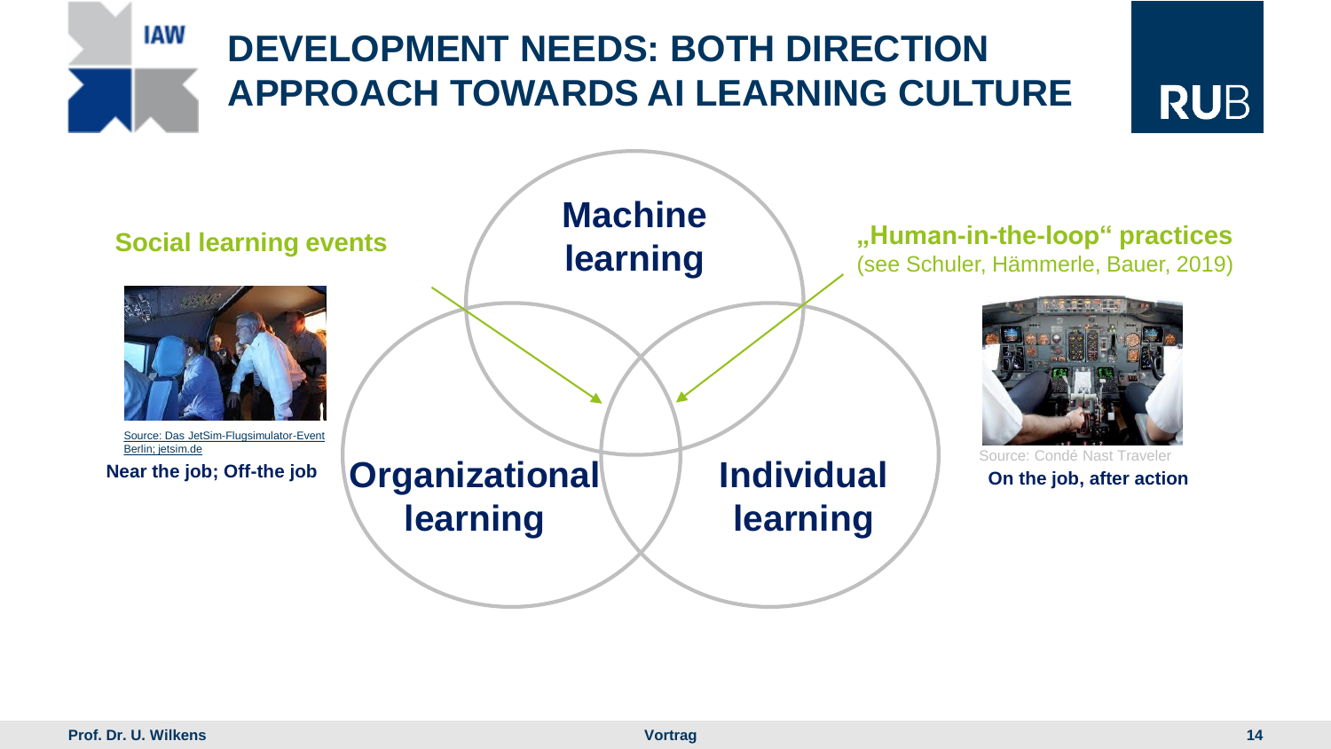# DEVELOPMENT NEEDS: BOTH DIRECTION APPROACH TOWARDS AI LEARNING CULTURE

**Social learning events**

Source: Das JetSim-Flugsimulator-Event Berlin; jetsim.de

**Near the job; Off-the job**

**Machine learning**

**Organizational learning**

**Individual learning**

**„Human-in-the-loop" practices** (see Schuler, Hämmerle, Bauer, 2019)

Source: Condé Nast Traveler

**On the job, after action**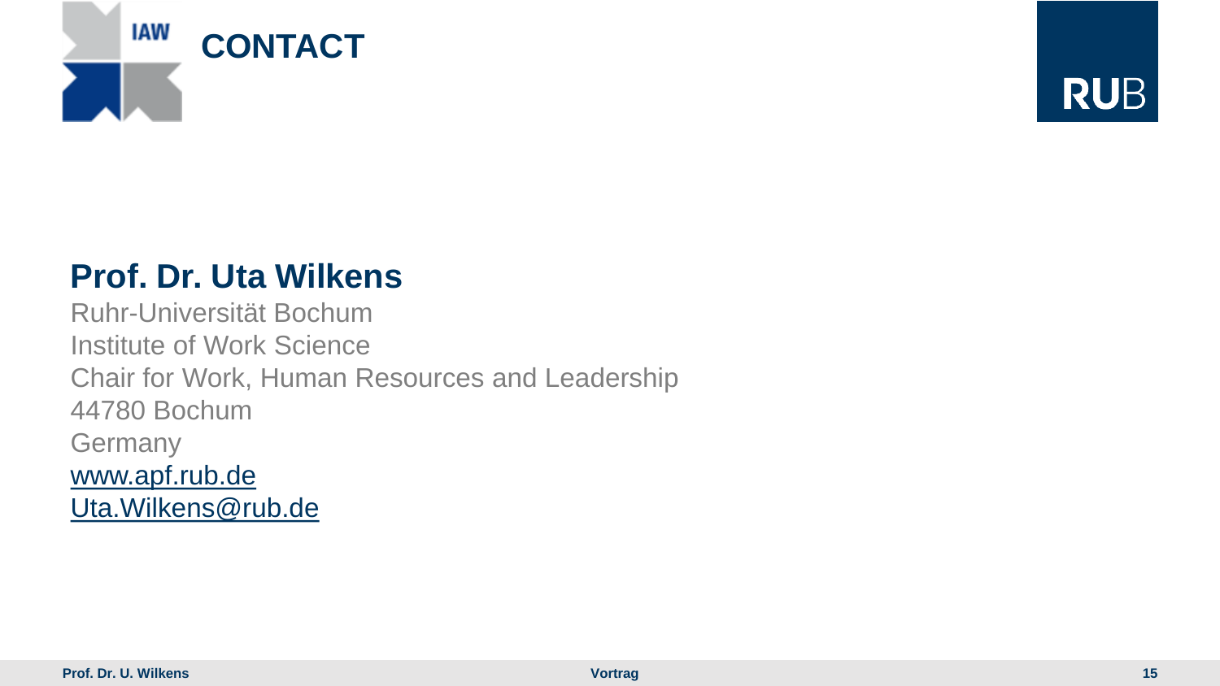# CONTACT

## Prof. Dr. Uta Wilkens

Ruhr-Universität Bochum
Institute of Work Science
Chair for Work, Human Resources and Leadership
44780 Bochum
Germany
www.apf.rub.de
Uta.Wilkens@rub.de